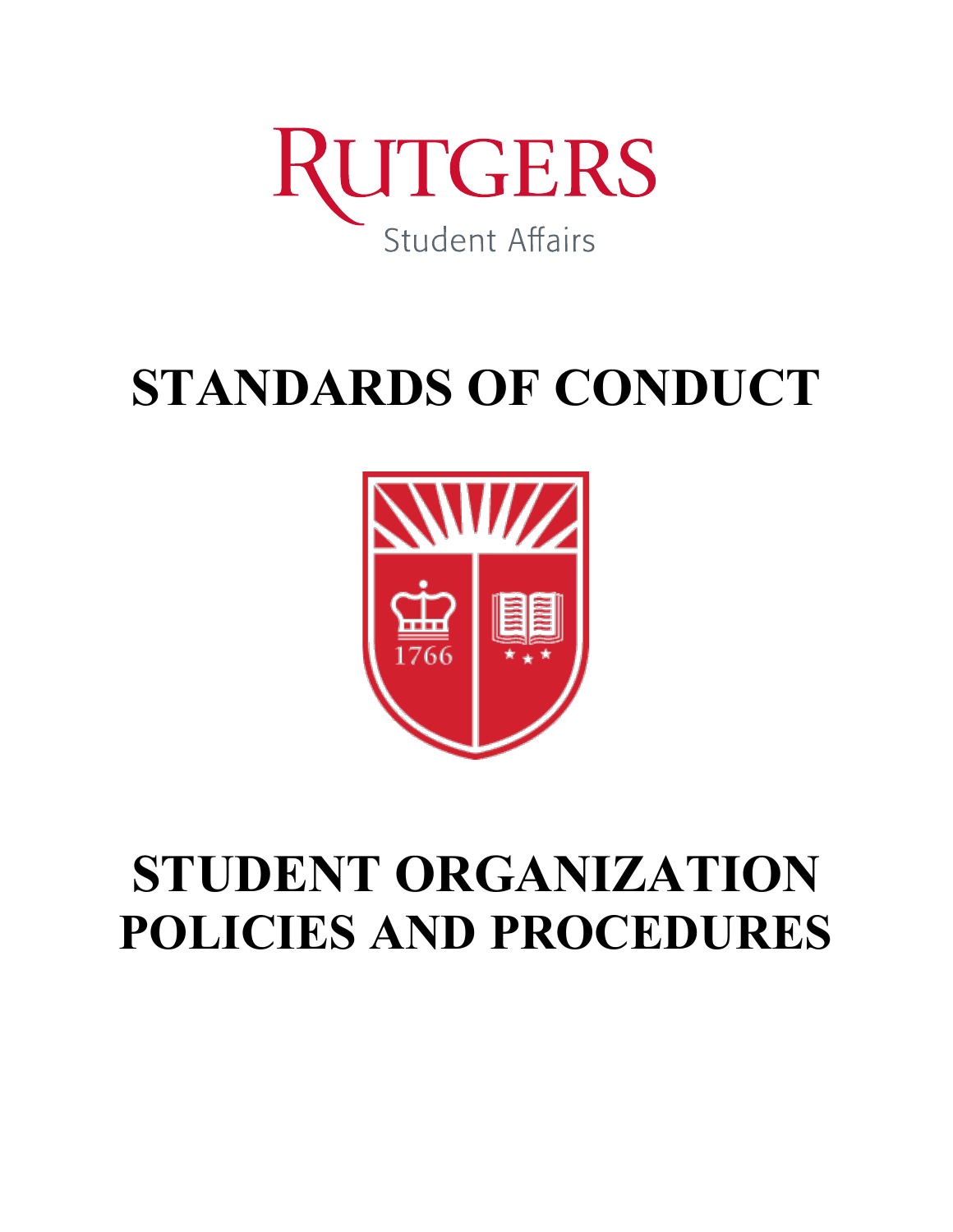RUTGERS

Student Affairs

# STANDARDS OF CONDUCT

1766

# STUDENT ORGANIZATION POLICIES AND PROCEDURES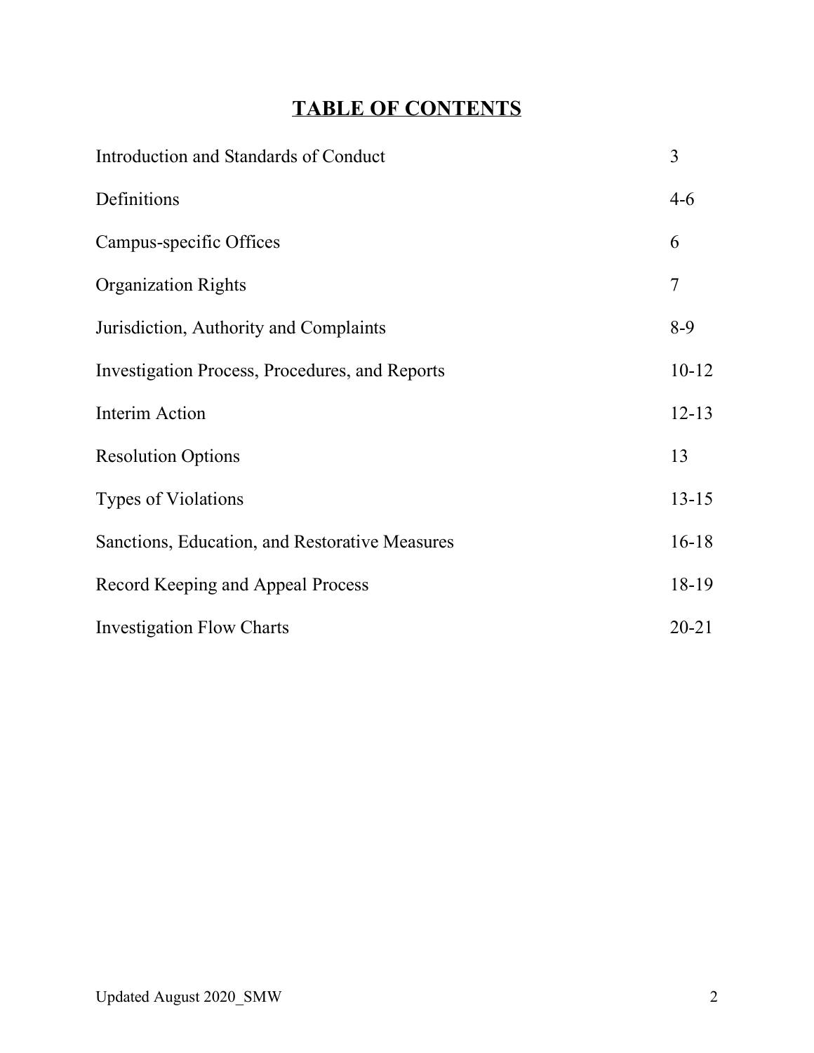# TABLE OF CONTENTS

| | |
|---|---|
| Introduction and Standards of Conduct | 3 |
| Definitions | 4-6 |
| Campus-specific Offices | 6 |
| Organization Rights | 7 |
| Jurisdiction, Authority and Complaints | 8-9 |
| Investigation Process, Procedures, and Reports | 10-12 |
| Interim Action | 12-13 |
| Resolution Options | 13 |
| Types of Violations | 13-15 |
| Sanctions, Education, and Restorative Measures | 16-18 |
| Record Keeping and Appeal Process | 18-19 |
| Investigation Flow Charts | 20-21 |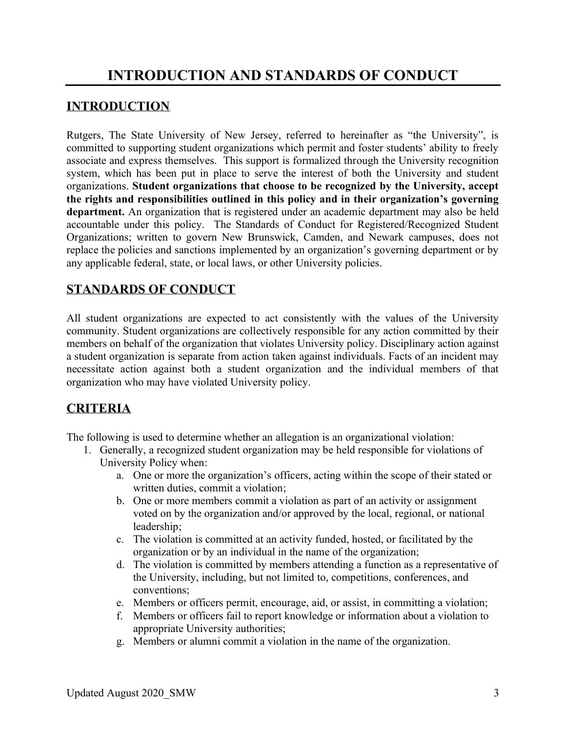# INTRODUCTION AND STANDARDS OF CONDUCT

## INTRODUCTION

Rutgers, The State University of New Jersey, referred to hereinafter as "the University", is committed to supporting student organizations which permit and foster students' ability to freely associate and express themselves. This support is formalized through the University recognition system, which has been put in place to serve the interest of both the University and student organizations. **Student organizations that choose to be recognized by the University, accept the rights and responsibilities outlined in this policy and in their organization's governing department.** An organization that is registered under an academic department may also be held accountable under this policy. The Standards of Conduct for Registered/Recognized Student Organizations; written to govern New Brunswick, Camden, and Newark campuses, does not replace the policies and sanctions implemented by an organization's governing department or by any applicable federal, state, or local laws, or other University policies.

## STANDARDS OF CONDUCT

All student organizations are expected to act consistently with the values of the University community. Student organizations are collectively responsible for any action committed by their members on behalf of the organization that violates University policy. Disciplinary action against a student organization is separate from action taken against individuals. Facts of an incident may necessitate action against both a student organization and the individual members of that organization who may have violated University policy.

## CRITERIA

The following is used to determine whether an allegation is an organizational violation:

1. Generally, a recognized student organization may be held responsible for violations of University Policy when:
   a. One or more the organization's officers, acting within the scope of their stated or written duties, commit a violation;
   b. One or more members commit a violation as part of an activity or assignment voted on by the organization and/or approved by the local, regional, or national leadership;
   c. The violation is committed at an activity funded, hosted, or facilitated by the organization or by an individual in the name of the organization;
   d. The violation is committed by members attending a function as a representative of the University, including, but not limited to, competitions, conferences, and conventions;
   e. Members or officers permit, encourage, aid, or assist, in committing a violation;
   f. Members or officers fail to report knowledge or information about a violation to appropriate University authorities;
   g. Members or alumni commit a violation in the name of the organization.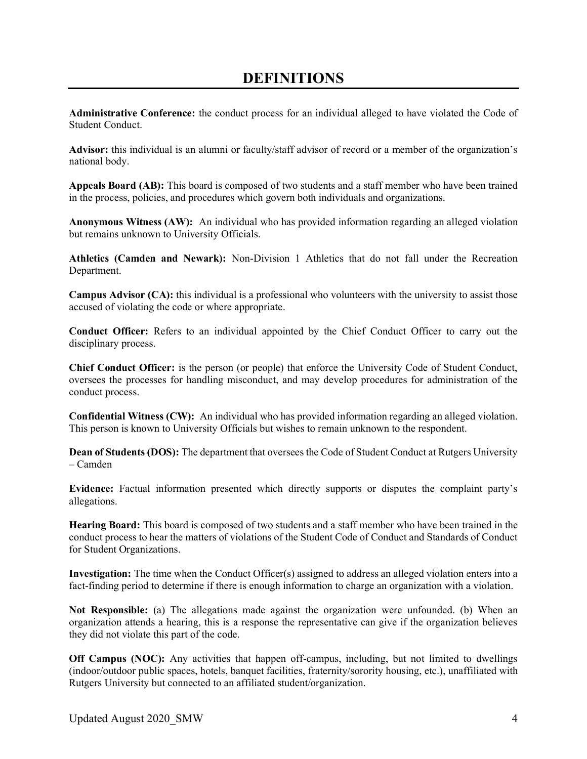# DEFINITIONS

**Administrative Conference:** the conduct process for an individual alleged to have violated the Code of Student Conduct.

**Advisor:** this individual is an alumni or faculty/staff advisor of record or a member of the organization's national body.

**Appeals Board (AB):** This board is composed of two students and a staff member who have been trained in the process, policies, and procedures which govern both individuals and organizations.

**Anonymous Witness (AW):** An individual who has provided information regarding an alleged violation but remains unknown to University Officials.

**Athletics (Camden and Newark):** Non-Division 1 Athletics that do not fall under the Recreation Department.

**Campus Advisor (CA):** this individual is a professional who volunteers with the university to assist those accused of violating the code or where appropriate.

**Conduct Officer:** Refers to an individual appointed by the Chief Conduct Officer to carry out the disciplinary process.

**Chief Conduct Officer:** is the person (or people) that enforce the University Code of Student Conduct, oversees the processes for handling misconduct, and may develop procedures for administration of the conduct process.

**Confidential Witness (CW):** An individual who has provided information regarding an alleged violation. This person is known to University Officials but wishes to remain unknown to the respondent.

**Dean of Students (DOS):** The department that oversees the Code of Student Conduct at Rutgers University – Camden

**Evidence:** Factual information presented which directly supports or disputes the complaint party's allegations.

**Hearing Board:** This board is composed of two students and a staff member who have been trained in the conduct process to hear the matters of violations of the Student Code of Conduct and Standards of Conduct for Student Organizations.

**Investigation:** The time when the Conduct Officer(s) assigned to address an alleged violation enters into a fact-finding period to determine if there is enough information to charge an organization with a violation.

**Not Responsible:** (a) The allegations made against the organization were unfounded. (b) When an organization attends a hearing, this is a response the representative can give if the organization believes they did not violate this part of the code.

**Off Campus (NOC):** Any activities that happen off-campus, including, but not limited to dwellings (indoor/outdoor public spaces, hotels, banquet facilities, fraternity/sorority housing, etc.), unaffiliated with Rutgers University but connected to an affiliated student/organization.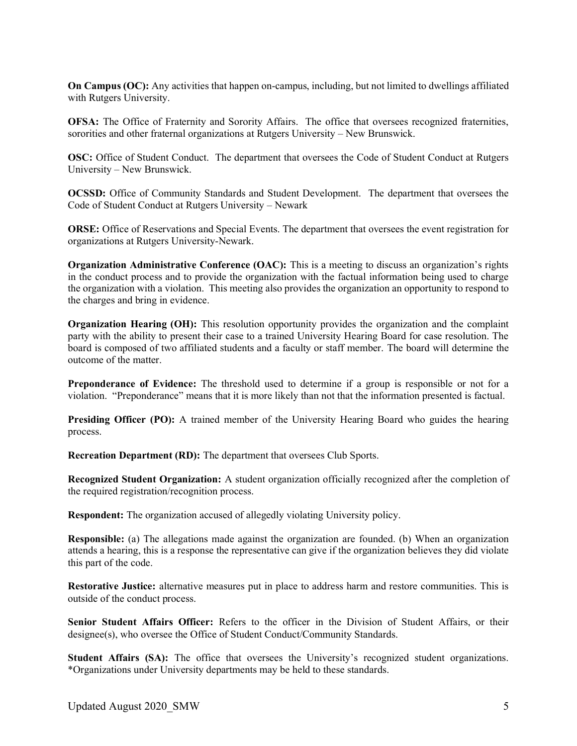**On Campus (OC):** Any activities that happen on-campus, including, but not limited to dwellings affiliated with Rutgers University.

**OFSA:** The Office of Fraternity and Sorority Affairs. The office that oversees recognized fraternities, sororities and other fraternal organizations at Rutgers University – New Brunswick.

**OSC:** Office of Student Conduct. The department that oversees the Code of Student Conduct at Rutgers University – New Brunswick.

**OCSSD:** Office of Community Standards and Student Development. The department that oversees the Code of Student Conduct at Rutgers University – Newark

**ORSE:** Office of Reservations and Special Events. The department that oversees the event registration for organizations at Rutgers University-Newark.

**Organization Administrative Conference (OAC):** This is a meeting to discuss an organization's rights in the conduct process and to provide the organization with the factual information being used to charge the organization with a violation. This meeting also provides the organization an opportunity to respond to the charges and bring in evidence.

**Organization Hearing (OH):** This resolution opportunity provides the organization and the complaint party with the ability to present their case to a trained University Hearing Board for case resolution. The board is composed of two affiliated students and a faculty or staff member. The board will determine the outcome of the matter.

**Preponderance of Evidence:** The threshold used to determine if a group is responsible or not for a violation. "Preponderance" means that it is more likely than not that the information presented is factual.

**Presiding Officer (PO):** A trained member of the University Hearing Board who guides the hearing process.

**Recreation Department (RD):** The department that oversees Club Sports.

**Recognized Student Organization:** A student organization officially recognized after the completion of the required registration/recognition process.

**Respondent:** The organization accused of allegedly violating University policy.

**Responsible:** (a) The allegations made against the organization are founded. (b) When an organization attends a hearing, this is a response the representative can give if the organization believes they did violate this part of the code.

**Restorative Justice:** alternative measures put in place to address harm and restore communities. This is outside of the conduct process.

**Senior Student Affairs Officer:** Refers to the officer in the Division of Student Affairs, or their designee(s), who oversee the Office of Student Conduct/Community Standards.

**Student Affairs (SA):** The office that oversees the University's recognized student organizations. *Organizations under University departments may be held to these standards.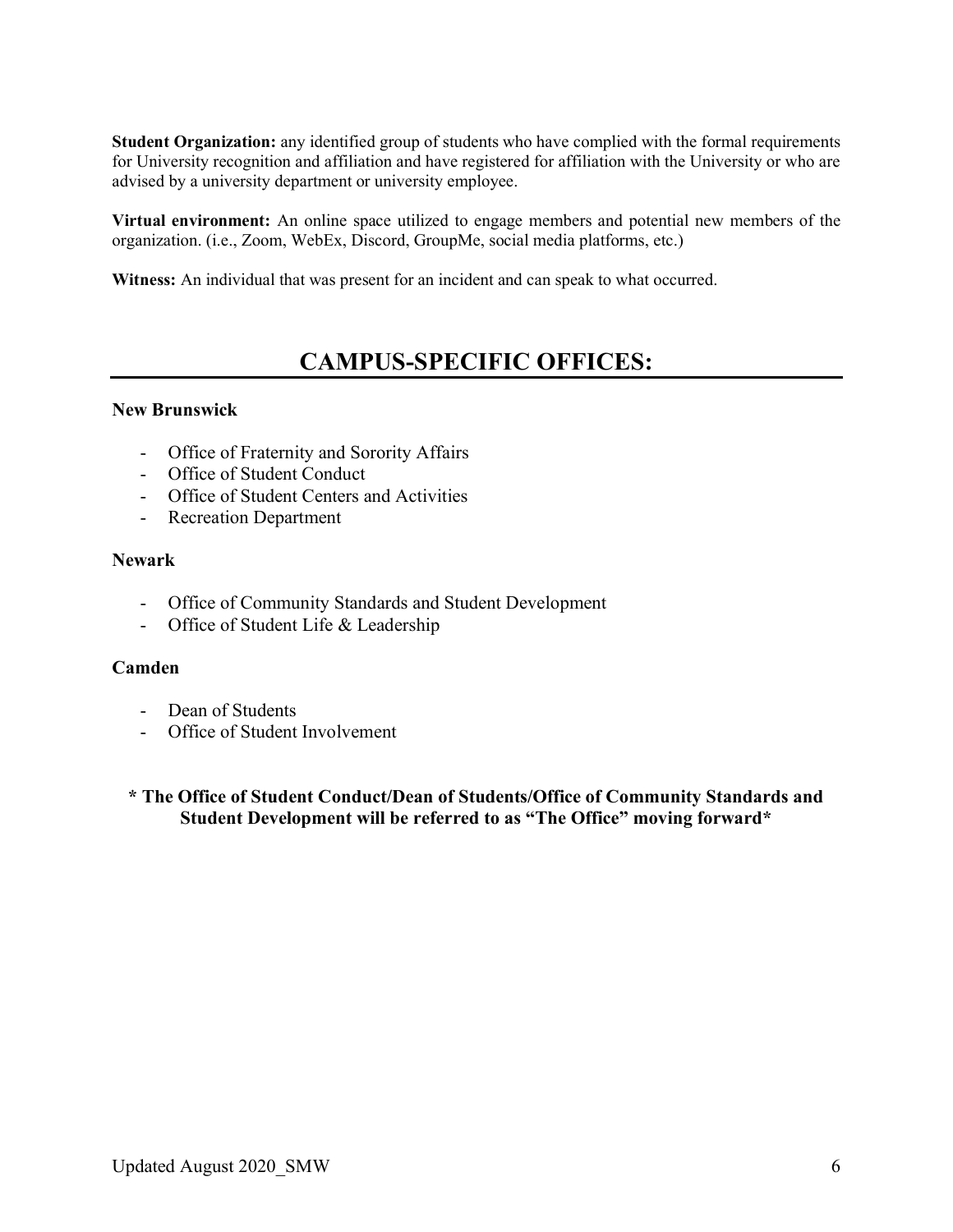**Student Organization:** any identified group of students who have complied with the formal requirements for University recognition and affiliation and have registered for affiliation with the University or who are advised by a university department or university employee.

**Virtual environment:** An online space utilized to engage members and potential new members of the organization. (i.e., Zoom, WebEx, Discord, GroupMe, social media platforms, etc.)

**Witness:** An individual that was present for an incident and can speak to what occurred.

## CAMPUS-SPECIFIC OFFICES:

**New Brunswick**

- Office of Fraternity and Sorority Affairs
- Office of Student Conduct
- Office of Student Centers and Activities
- Recreation Department

**Newark**

- Office of Community Standards and Student Development
- Office of Student Life & Leadership

**Camden**

- Dean of Students
- Office of Student Involvement

**\* The Office of Student Conduct/Dean of Students/Office of Community Standards and Student Development will be referred to as "The Office" moving forward\***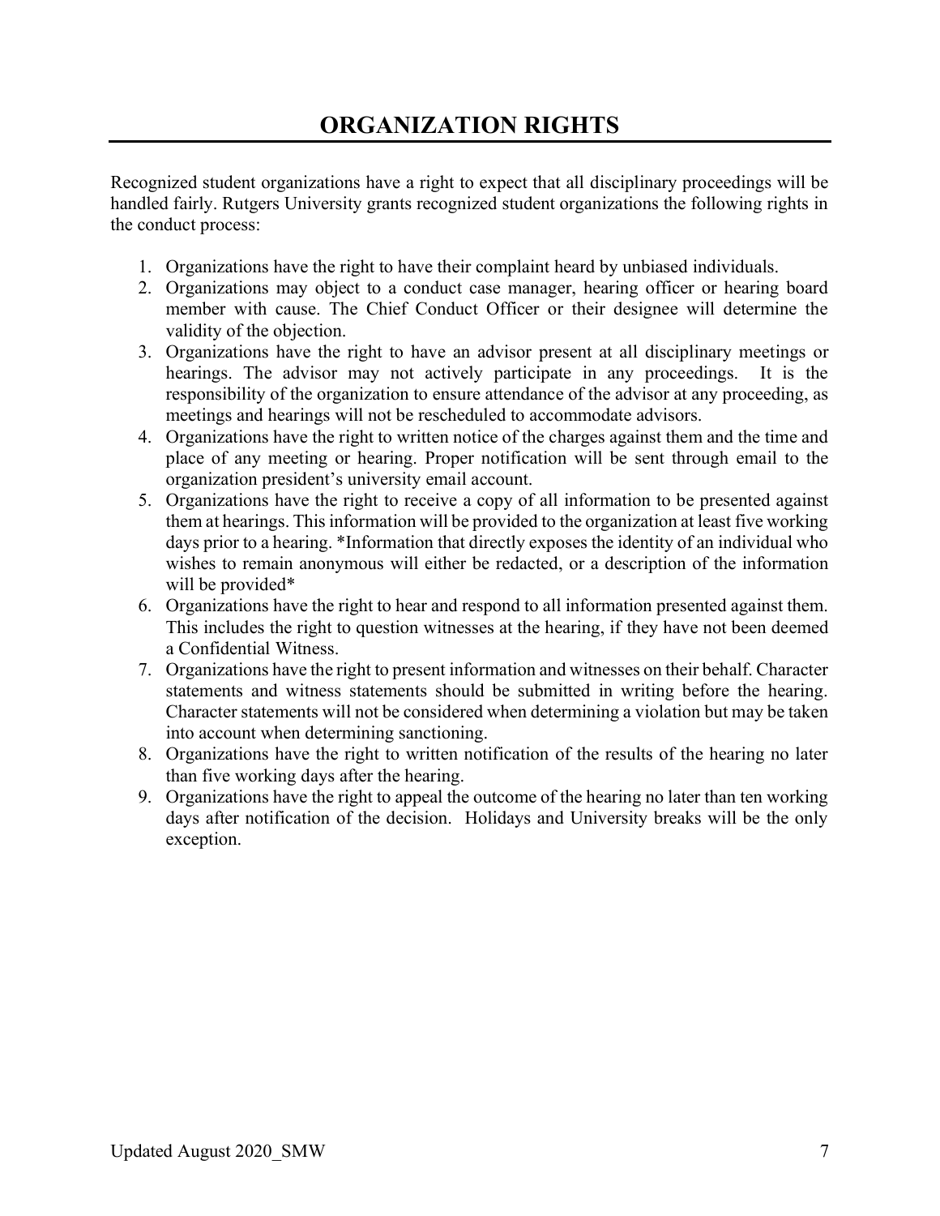# ORGANIZATION RIGHTS

Recognized student organizations have a right to expect that all disciplinary proceedings will be handled fairly. Rutgers University grants recognized student organizations the following rights in the conduct process:

1. Organizations have the right to have their complaint heard by unbiased individuals.
2. Organizations may object to a conduct case manager, hearing officer or hearing board member with cause. The Chief Conduct Officer or their designee will determine the validity of the objection.
3. Organizations have the right to have an advisor present at all disciplinary meetings or hearings. The advisor may not actively participate in any proceedings. It is the responsibility of the organization to ensure attendance of the advisor at any proceeding, as meetings and hearings will not be rescheduled to accommodate advisors.
4. Organizations have the right to written notice of the charges against them and the time and place of any meeting or hearing. Proper notification will be sent through email to the organization president's university email account.
5. Organizations have the right to receive a copy of all information to be presented against them at hearings. This information will be provided to the organization at least five working days prior to a hearing. *Information that directly exposes the identity of an individual who wishes to remain anonymous will either be redacted, or a description of the information will be provided*
6. Organizations have the right to hear and respond to all information presented against them. This includes the right to question witnesses at the hearing, if they have not been deemed a Confidential Witness.
7. Organizations have the right to present information and witnesses on their behalf. Character statements and witness statements should be submitted in writing before the hearing. Character statements will not be considered when determining a violation but may be taken into account when determining sanctioning.
8. Organizations have the right to written notification of the results of the hearing no later than five working days after the hearing.
9. Organizations have the right to appeal the outcome of the hearing no later than ten working days after notification of the decision. Holidays and University breaks will be the only exception.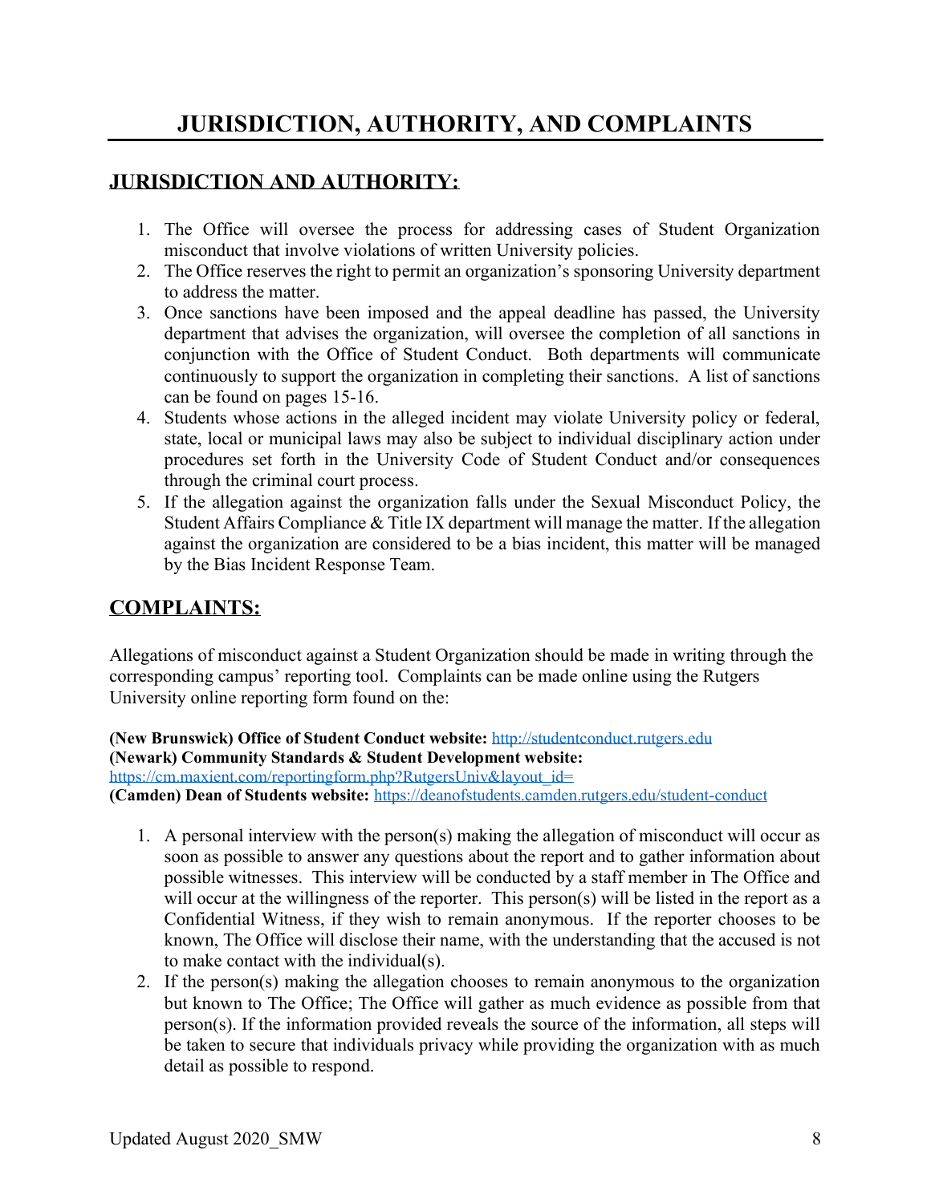# JURISDICTION, AUTHORITY, AND COMPLAINTS

## JURISDICTION AND AUTHORITY:

1. The Office will oversee the process for addressing cases of Student Organization misconduct that involve violations of written University policies.
2. The Office reserves the right to permit an organization's sponsoring University department to address the matter.
3. Once sanctions have been imposed and the appeal deadline has passed, the University department that advises the organization, will oversee the completion of all sanctions in conjunction with the Office of Student Conduct. Both departments will communicate continuously to support the organization in completing their sanctions. A list of sanctions can be found on pages 15-16.
4. Students whose actions in the alleged incident may violate University policy or federal, state, local or municipal laws may also be subject to individual disciplinary action under procedures set forth in the University Code of Student Conduct and/or consequences through the criminal court process.
5. If the allegation against the organization falls under the Sexual Misconduct Policy, the Student Affairs Compliance & Title IX department will manage the matter. If the allegation against the organization are considered to be a bias incident, this matter will be managed by the Bias Incident Response Team.

## COMPLAINTS:

Allegations of misconduct against a Student Organization should be made in writing through the corresponding campus' reporting tool. Complaints can be made online using the Rutgers University online reporting form found on the:

**(New Brunswick) Office of Student Conduct website:** http://studentconduct.rutgers.edu
**(Newark) Community Standards & Student Development website:** https://cm.maxient.com/reportingform.php?RutgersUniv&layout_id=
**(Camden) Dean of Students website:** https://deanofstudents.camden.rutgers.edu/student-conduct

1. A personal interview with the person(s) making the allegation of misconduct will occur as soon as possible to answer any questions about the report and to gather information about possible witnesses. This interview will be conducted by a staff member in The Office and will occur at the willingness of the reporter. This person(s) will be listed in the report as a Confidential Witness, if they wish to remain anonymous. If the reporter chooses to be known, The Office will disclose their name, with the understanding that the accused is not to make contact with the individual(s).
2. If the person(s) making the allegation chooses to remain anonymous to the organization but known to The Office; The Office will gather as much evidence as possible from that person(s). If the information provided reveals the source of the information, all steps will be taken to secure that individuals privacy while providing the organization with as much detail as possible to respond.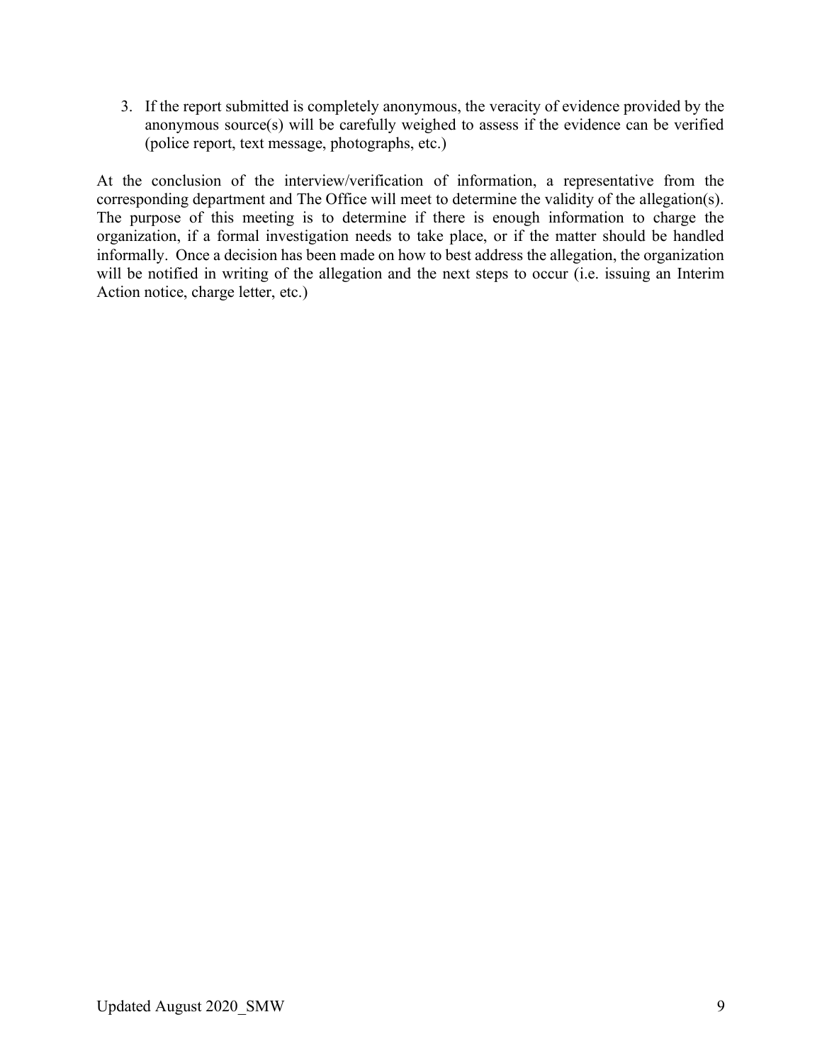3. If the report submitted is completely anonymous, the veracity of evidence provided by the anonymous source(s) will be carefully weighed to assess if the evidence can be verified (police report, text message, photographs, etc.)

At the conclusion of the interview/verification of information, a representative from the corresponding department and The Office will meet to determine the validity of the allegation(s). The purpose of this meeting is to determine if there is enough information to charge the organization, if a formal investigation needs to take place, or if the matter should be handled informally. Once a decision has been made on how to best address the allegation, the organization will be notified in writing of the allegation and the next steps to occur (i.e. issuing an Interim Action notice, charge letter, etc.)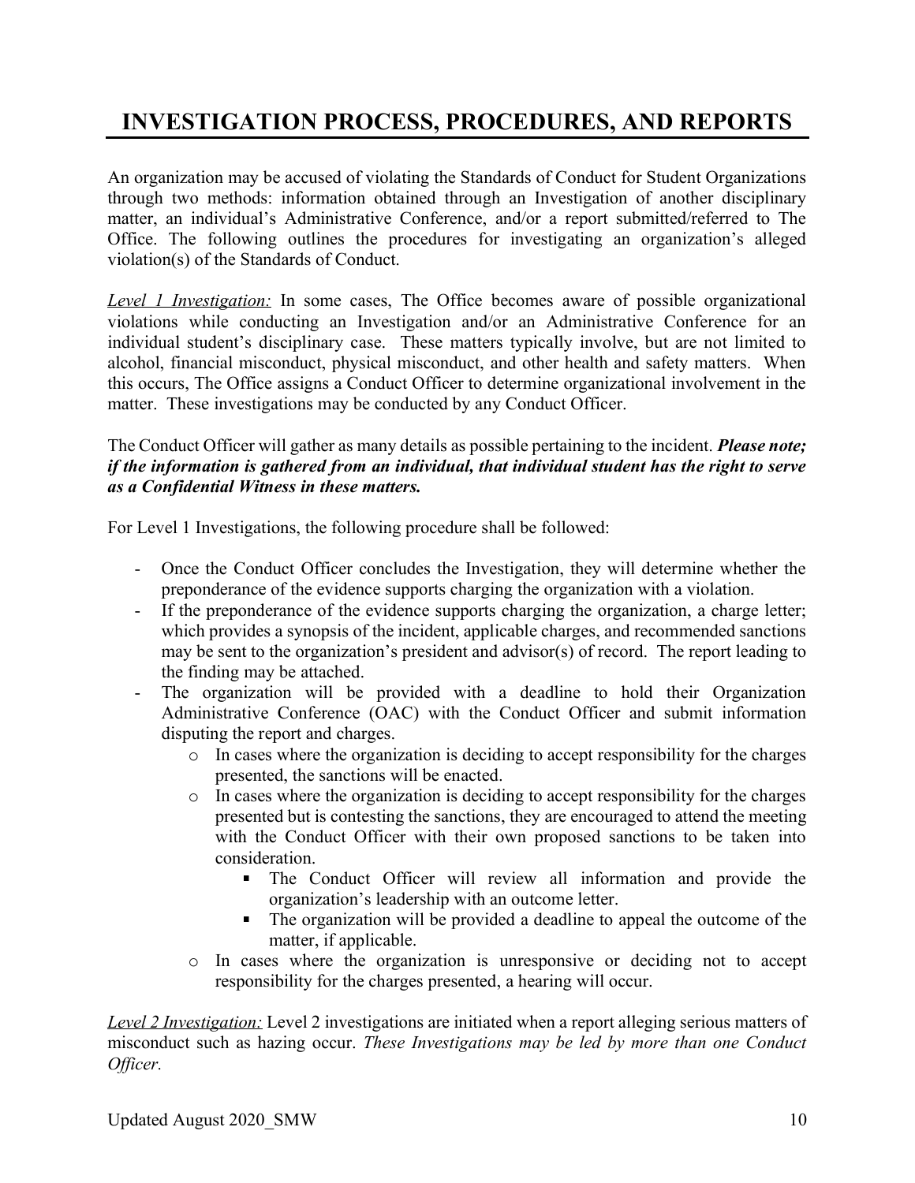# INVESTIGATION PROCESS, PROCEDURES, AND REPORTS

An organization may be accused of violating the Standards of Conduct for Student Organizations through two methods: information obtained through an Investigation of another disciplinary matter, an individual's Administrative Conference, and/or a report submitted/referred to The Office. The following outlines the procedures for investigating an organization's alleged violation(s) of the Standards of Conduct.

*Level 1 Investigation:* In some cases, The Office becomes aware of possible organizational violations while conducting an Investigation and/or an Administrative Conference for an individual student's disciplinary case. These matters typically involve, but are not limited to alcohol, financial misconduct, physical misconduct, and other health and safety matters. When this occurs, The Office assigns a Conduct Officer to determine organizational involvement in the matter. These investigations may be conducted by any Conduct Officer.

The Conduct Officer will gather as many details as possible pertaining to the incident. ***Please note; if the information is gathered from an individual, that individual student has the right to serve as a Confidential Witness in these matters.***

For Level 1 Investigations, the following procedure shall be followed:

- Once the Conduct Officer concludes the Investigation, they will determine whether the preponderance of the evidence supports charging the organization with a violation.
- If the preponderance of the evidence supports charging the organization, a charge letter; which provides a synopsis of the incident, applicable charges, and recommended sanctions may be sent to the organization's president and advisor(s) of record. The report leading to the finding may be attached.
- The organization will be provided with a deadline to hold their Organization Administrative Conference (OAC) with the Conduct Officer and submit information disputing the report and charges.
  - In cases where the organization is deciding to accept responsibility for the charges presented, the sanctions will be enacted.
  - In cases where the organization is deciding to accept responsibility for the charges presented but is contesting the sanctions, they are encouraged to attend the meeting with the Conduct Officer with their own proposed sanctions to be taken into consideration.
    - The Conduct Officer will review all information and provide the organization's leadership with an outcome letter.
    - The organization will be provided a deadline to appeal the outcome of the matter, if applicable.
  - In cases where the organization is unresponsive or deciding not to accept responsibility for the charges presented, a hearing will occur.

*Level 2 Investigation:* Level 2 investigations are initiated when a report alleging serious matters of misconduct such as hazing occur. *These Investigations may be led by more than one Conduct Officer.*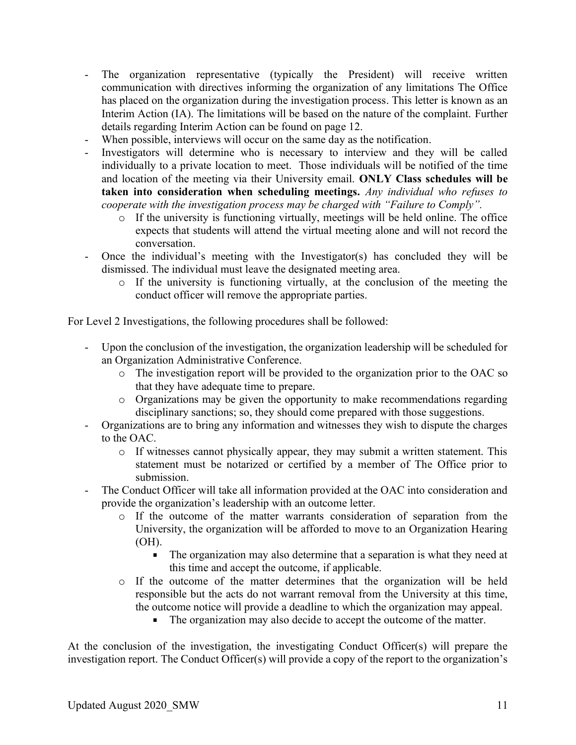- The organization representative (typically the President) will receive written communication with directives informing the organization of any limitations The Office has placed on the organization during the investigation process. This letter is known as an Interim Action (IA). The limitations will be based on the nature of the complaint. Further details regarding Interim Action can be found on page 12.
- When possible, interviews will occur on the same day as the notification.
- Investigators will determine who is necessary to interview and they will be called individually to a private location to meet. Those individuals will be notified of the time and location of the meeting via their University email. **ONLY Class schedules will be taken into consideration when scheduling meetings.** *Any individual who refuses to cooperate with the investigation process may be charged with "Failure to Comply".*
  - If the university is functioning virtually, meetings will be held online. The office expects that students will attend the virtual meeting alone and will not record the conversation.
- Once the individual's meeting with the Investigator(s) has concluded they will be dismissed. The individual must leave the designated meeting area.
  - If the university is functioning virtually, at the conclusion of the meeting the conduct officer will remove the appropriate parties.

For Level 2 Investigations, the following procedures shall be followed:

- Upon the conclusion of the investigation, the organization leadership will be scheduled for an Organization Administrative Conference.
  - The investigation report will be provided to the organization prior to the OAC so that they have adequate time to prepare.
  - Organizations may be given the opportunity to make recommendations regarding disciplinary sanctions; so, they should come prepared with those suggestions.
- Organizations are to bring any information and witnesses they wish to dispute the charges to the OAC.
  - If witnesses cannot physically appear, they may submit a written statement. This statement must be notarized or certified by a member of The Office prior to submission.
- The Conduct Officer will take all information provided at the OAC into consideration and provide the organization's leadership with an outcome letter.
  - If the outcome of the matter warrants consideration of separation from the University, the organization will be afforded to move to an Organization Hearing (OH).
    - The organization may also determine that a separation is what they need at this time and accept the outcome, if applicable.
  - If the outcome of the matter determines that the organization will be held responsible but the acts do not warrant removal from the University at this time, the outcome notice will provide a deadline to which the organization may appeal.
    - The organization may also decide to accept the outcome of the matter.

At the conclusion of the investigation, the investigating Conduct Officer(s) will prepare the investigation report. The Conduct Officer(s) will provide a copy of the report to the organization's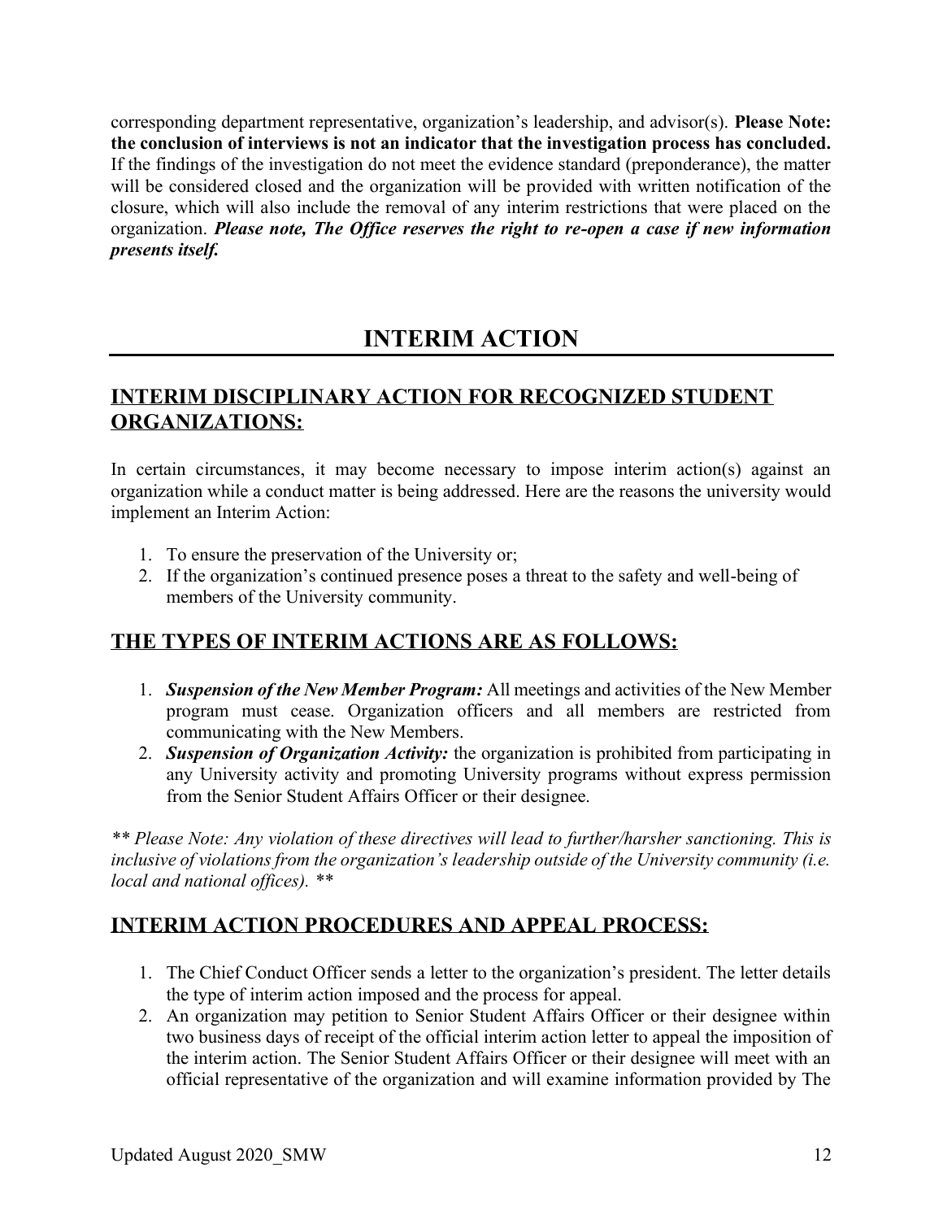corresponding department representative, organization's leadership, and advisor(s). **Please Note: the conclusion of interviews is not an indicator that the investigation process has concluded.** If the findings of the investigation do not meet the evidence standard (preponderance), the matter will be considered closed and the organization will be provided with written notification of the closure, which will also include the removal of any interim restrictions that were placed on the organization. ***Please note, The Office reserves the right to re-open a case if new information presents itself.***

# INTERIM ACTION

## INTERIM DISCIPLINARY ACTION FOR RECOGNIZED STUDENT ORGANIZATIONS:

In certain circumstances, it may become necessary to impose interim action(s) against an organization while a conduct matter is being addressed. Here are the reasons the university would implement an Interim Action:

1. To ensure the preservation of the University or;
2. If the organization's continued presence poses a threat to the safety and well-being of members of the University community.

## THE TYPES OF INTERIM ACTIONS ARE AS FOLLOWS:

1. ***Suspension of the New Member Program:*** All meetings and activities of the New Member program must cease. Organization officers and all members are restricted from communicating with the New Members.
2. ***Suspension of Organization Activity:*** the organization is prohibited from participating in any University activity and promoting University programs without express permission from the Senior Student Affairs Officer or their designee.

*\*\* Please Note: Any violation of these directives will lead to further/harsher sanctioning. This is inclusive of violations from the organization's leadership outside of the University community (i.e. local and national offices). \*\**

## INTERIM ACTION PROCEDURES AND APPEAL PROCESS:

1. The Chief Conduct Officer sends a letter to the organization's president. The letter details the type of interim action imposed and the process for appeal.
2. An organization may petition to Senior Student Affairs Officer or their designee within two business days of receipt of the official interim action letter to appeal the imposition of the interim action. The Senior Student Affairs Officer or their designee will meet with an official representative of the organization and will examine information provided by The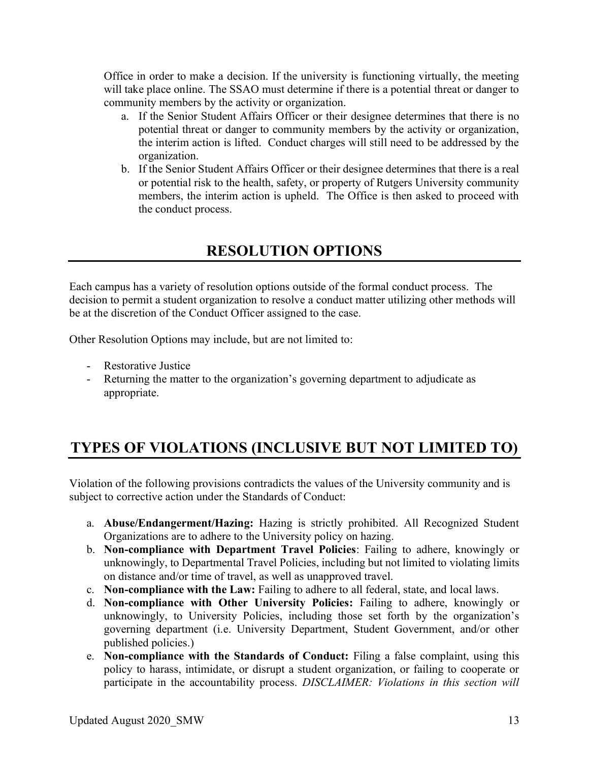Office in order to make a decision. If the university is functioning virtually, the meeting will take place online. The SSAO must determine if there is a potential threat or danger to community members by the activity or organization.

   a. If the Senior Student Affairs Officer or their designee determines that there is no potential threat or danger to community members by the activity or organization, the interim action is lifted. Conduct charges will still need to be addressed by the organization.
   b. If the Senior Student Affairs Officer or their designee determines that there is a real or potential risk to the health, safety, or property of Rutgers University community members, the interim action is upheld. The Office is then asked to proceed with the conduct process.

## RESOLUTION OPTIONS

Each campus has a variety of resolution options outside of the formal conduct process. The decision to permit a student organization to resolve a conduct matter utilizing other methods will be at the discretion of the Conduct Officer assigned to the case.

Other Resolution Options may include, but are not limited to:

- Restorative Justice
- Returning the matter to the organization's governing department to adjudicate as appropriate.

## TYPES OF VIOLATIONS (INCLUSIVE BUT NOT LIMITED TO)

Violation of the following provisions contradicts the values of the University community and is subject to corrective action under the Standards of Conduct:

a. **Abuse/Endangerment/Hazing:** Hazing is strictly prohibited. All Recognized Student Organizations are to adhere to the University policy on hazing.
b. **Non-compliance with Department Travel Policies**: Failing to adhere, knowingly or unknowingly, to Departmental Travel Policies, including but not limited to violating limits on distance and/or time of travel, as well as unapproved travel.
c. **Non-compliance with the Law:** Failing to adhere to all federal, state, and local laws.
d. **Non-compliance with Other University Policies:** Failing to adhere, knowingly or unknowingly, to University Policies, including those set forth by the organization's governing department (i.e. University Department, Student Government, and/or other published policies.)
e. **Non-compliance with the Standards of Conduct:** Filing a false complaint, using this policy to harass, intimidate, or disrupt a student organization, or failing to cooperate or participate in the accountability process. *DISCLAIMER: Violations in this section will*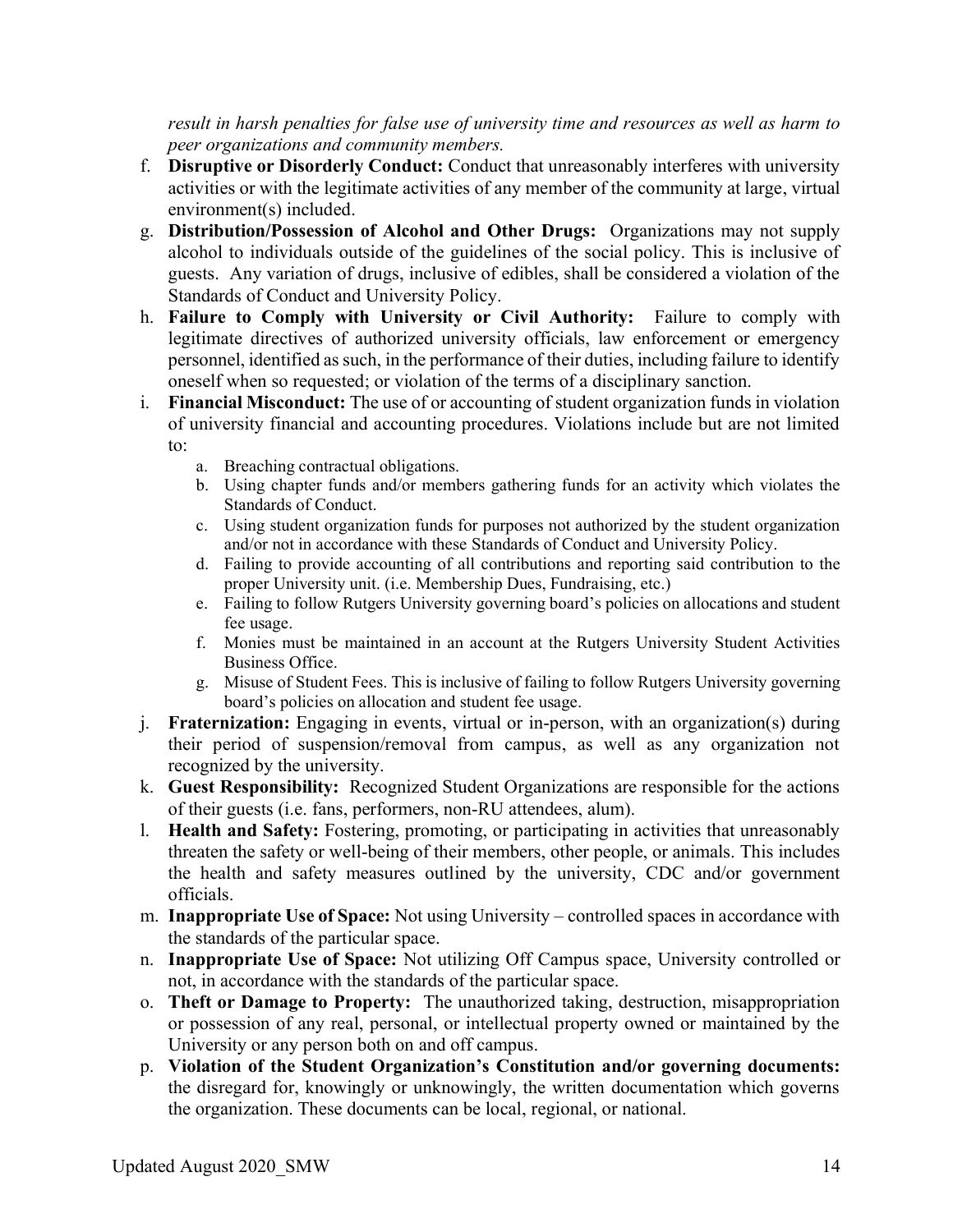*result in harsh penalties for false use of university time and resources as well as harm to peer organizations and community members.*

f. **Disruptive or Disorderly Conduct:** Conduct that unreasonably interferes with university activities or with the legitimate activities of any member of the community at large, virtual environment(s) included.

g. **Distribution/Possession of Alcohol and Other Drugs:** Organizations may not supply alcohol to individuals outside of the guidelines of the social policy. This is inclusive of guests. Any variation of drugs, inclusive of edibles, shall be considered a violation of the Standards of Conduct and University Policy.

h. **Failure to Comply with University or Civil Authority:** Failure to comply with legitimate directives of authorized university officials, law enforcement or emergency personnel, identified as such, in the performance of their duties, including failure to identify oneself when so requested; or violation of the terms of a disciplinary sanction.

i. **Financial Misconduct:** The use of or accounting of student organization funds in violation of university financial and accounting procedures. Violations include but are not limited to:
   a. Breaching contractual obligations.
   b. Using chapter funds and/or members gathering funds for an activity which violates the Standards of Conduct.
   c. Using student organization funds for purposes not authorized by the student organization and/or not in accordance with these Standards of Conduct and University Policy.
   d. Failing to provide accounting of all contributions and reporting said contribution to the proper University unit. (i.e. Membership Dues, Fundraising, etc.)
   e. Failing to follow Rutgers University governing board's policies on allocations and student fee usage.
   f. Monies must be maintained in an account at the Rutgers University Student Activities Business Office.
   g. Misuse of Student Fees. This is inclusive of failing to follow Rutgers University governing board's policies on allocation and student fee usage.

j. **Fraternization:** Engaging in events, virtual or in-person, with an organization(s) during their period of suspension/removal from campus, as well as any organization not recognized by the university.

k. **Guest Responsibility:** Recognized Student Organizations are responsible for the actions of their guests (i.e. fans, performers, non-RU attendees, alum).

l. **Health and Safety:** Fostering, promoting, or participating in activities that unreasonably threaten the safety or well-being of their members, other people, or animals. This includes the health and safety measures outlined by the university, CDC and/or government officials.

m. **Inappropriate Use of Space:** Not using University – controlled spaces in accordance with the standards of the particular space.

n. **Inappropriate Use of Space:** Not utilizing Off Campus space, University controlled or not, in accordance with the standards of the particular space.

o. **Theft or Damage to Property:** The unauthorized taking, destruction, misappropriation or possession of any real, personal, or intellectual property owned or maintained by the University or any person both on and off campus.

p. **Violation of the Student Organization's Constitution and/or governing documents:** the disregard for, knowingly or unknowingly, the written documentation which governs the organization. These documents can be local, regional, or national.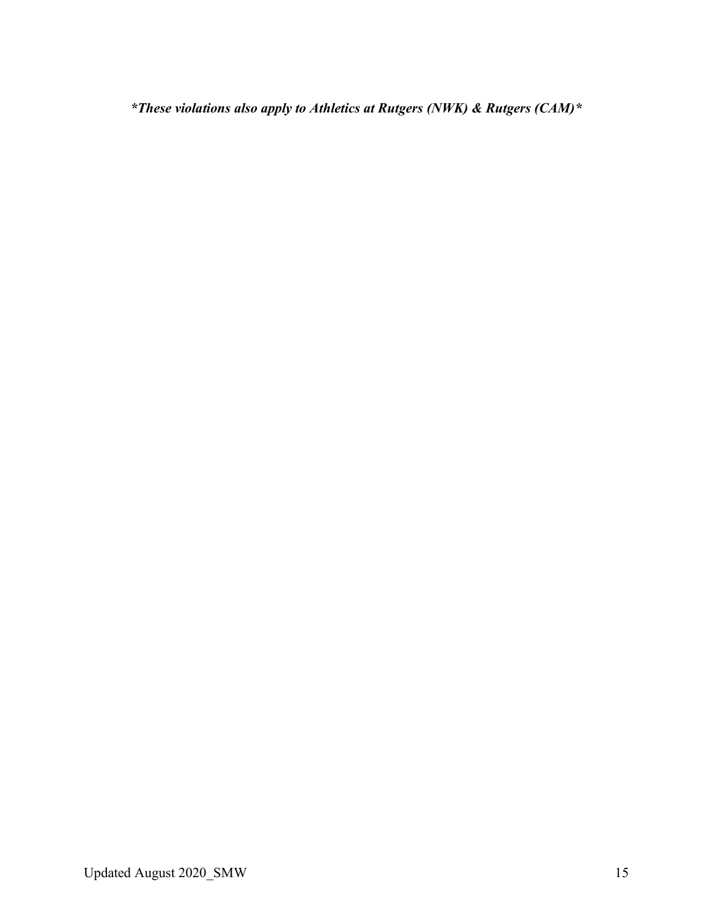***These violations also apply to Athletics at Rutgers (NWK) & Rutgers (CAM)***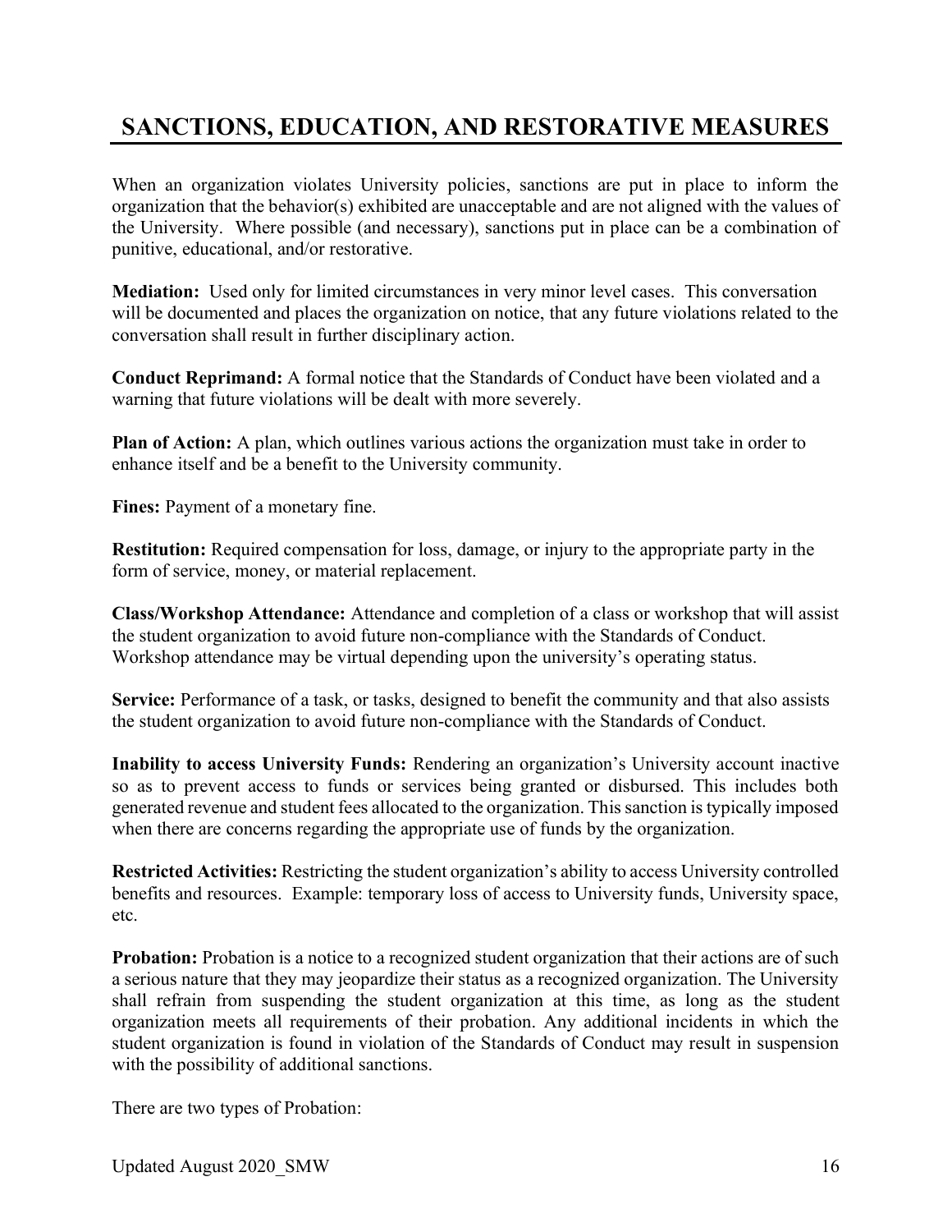# SANCTIONS, EDUCATION, AND RESTORATIVE MEASURES

When an organization violates University policies, sanctions are put in place to inform the organization that the behavior(s) exhibited are unacceptable and are not aligned with the values of the University. Where possible (and necessary), sanctions put in place can be a combination of punitive, educational, and/or restorative.

**Mediation:** Used only for limited circumstances in very minor level cases. This conversation will be documented and places the organization on notice, that any future violations related to the conversation shall result in further disciplinary action.

**Conduct Reprimand:** A formal notice that the Standards of Conduct have been violated and a warning that future violations will be dealt with more severely.

**Plan of Action:** A plan, which outlines various actions the organization must take in order to enhance itself and be a benefit to the University community.

**Fines:** Payment of a monetary fine.

**Restitution:** Required compensation for loss, damage, or injury to the appropriate party in the form of service, money, or material replacement.

**Class/Workshop Attendance:** Attendance and completion of a class or workshop that will assist the student organization to avoid future non-compliance with the Standards of Conduct. Workshop attendance may be virtual depending upon the university's operating status.

**Service:** Performance of a task, or tasks, designed to benefit the community and that also assists the student organization to avoid future non-compliance with the Standards of Conduct.

**Inability to access University Funds:** Rendering an organization's University account inactive so as to prevent access to funds or services being granted or disbursed. This includes both generated revenue and student fees allocated to the organization. This sanction is typically imposed when there are concerns regarding the appropriate use of funds by the organization.

**Restricted Activities:** Restricting the student organization's ability to access University controlled benefits and resources. Example: temporary loss of access to University funds, University space, etc.

**Probation:** Probation is a notice to a recognized student organization that their actions are of such a serious nature that they may jeopardize their status as a recognized organization. The University shall refrain from suspending the student organization at this time, as long as the student organization meets all requirements of their probation. Any additional incidents in which the student organization is found in violation of the Standards of Conduct may result in suspension with the possibility of additional sanctions.

There are two types of Probation: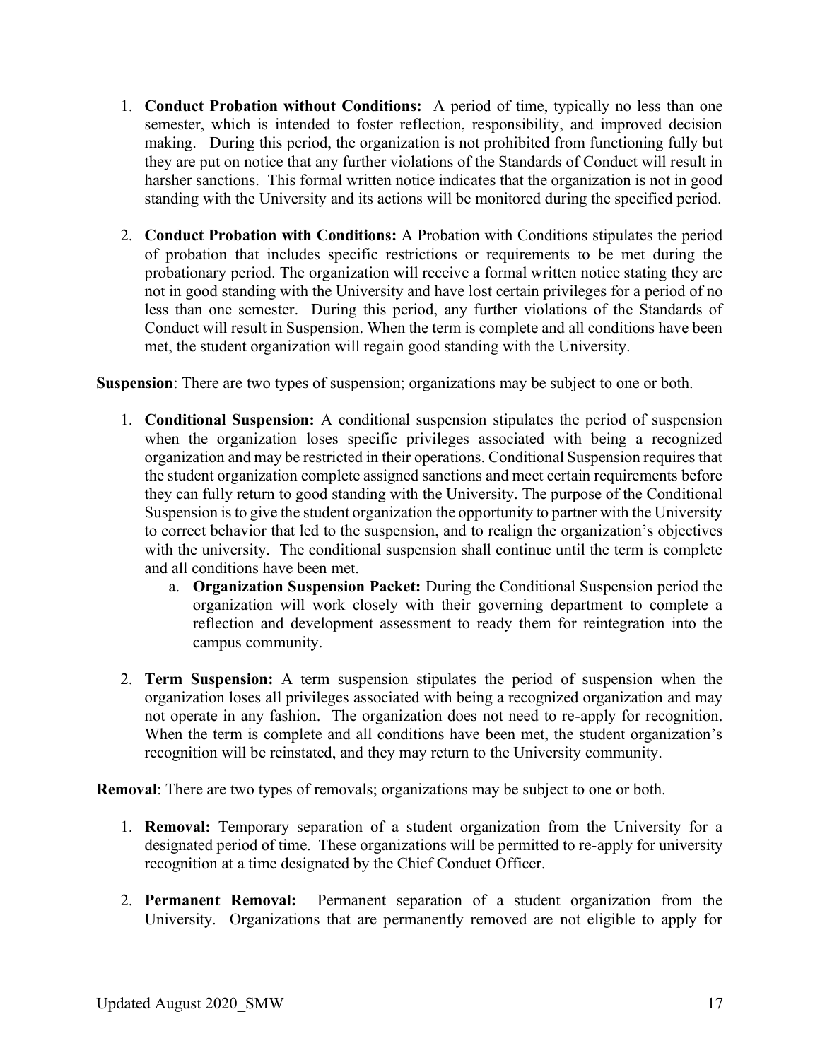1. **Conduct Probation without Conditions:** A period of time, typically no less than one semester, which is intended to foster reflection, responsibility, and improved decision making. During this period, the organization is not prohibited from functioning fully but they are put on notice that any further violations of the Standards of Conduct will result in harsher sanctions. This formal written notice indicates that the organization is not in good standing with the University and its actions will be monitored during the specified period.

2. **Conduct Probation with Conditions:** A Probation with Conditions stipulates the period of probation that includes specific restrictions or requirements to be met during the probationary period. The organization will receive a formal written notice stating they are not in good standing with the University and have lost certain privileges for a period of no less than one semester. During this period, any further violations of the Standards of Conduct will result in Suspension. When the term is complete and all conditions have been met, the student organization will regain good standing with the University.

**Suspension**: There are two types of suspension; organizations may be subject to one or both.

1. **Conditional Suspension:** A conditional suspension stipulates the period of suspension when the organization loses specific privileges associated with being a recognized organization and may be restricted in their operations. Conditional Suspension requires that the student organization complete assigned sanctions and meet certain requirements before they can fully return to good standing with the University. The purpose of the Conditional Suspension is to give the student organization the opportunity to partner with the University to correct behavior that led to the suspension, and to realign the organization's objectives with the university. The conditional suspension shall continue until the term is complete and all conditions have been met.
   a. **Organization Suspension Packet:** During the Conditional Suspension period the organization will work closely with their governing department to complete a reflection and development assessment to ready them for reintegration into the campus community.

2. **Term Suspension:** A term suspension stipulates the period of suspension when the organization loses all privileges associated with being a recognized organization and may not operate in any fashion. The organization does not need to re-apply for recognition. When the term is complete and all conditions have been met, the student organization's recognition will be reinstated, and they may return to the University community.

**Removal**: There are two types of removals; organizations may be subject to one or both.

1. **Removal:** Temporary separation of a student organization from the University for a designated period of time. These organizations will be permitted to re-apply for university recognition at a time designated by the Chief Conduct Officer.

2. **Permanent Removal:** Permanent separation of a student organization from the University. Organizations that are permanently removed are not eligible to apply for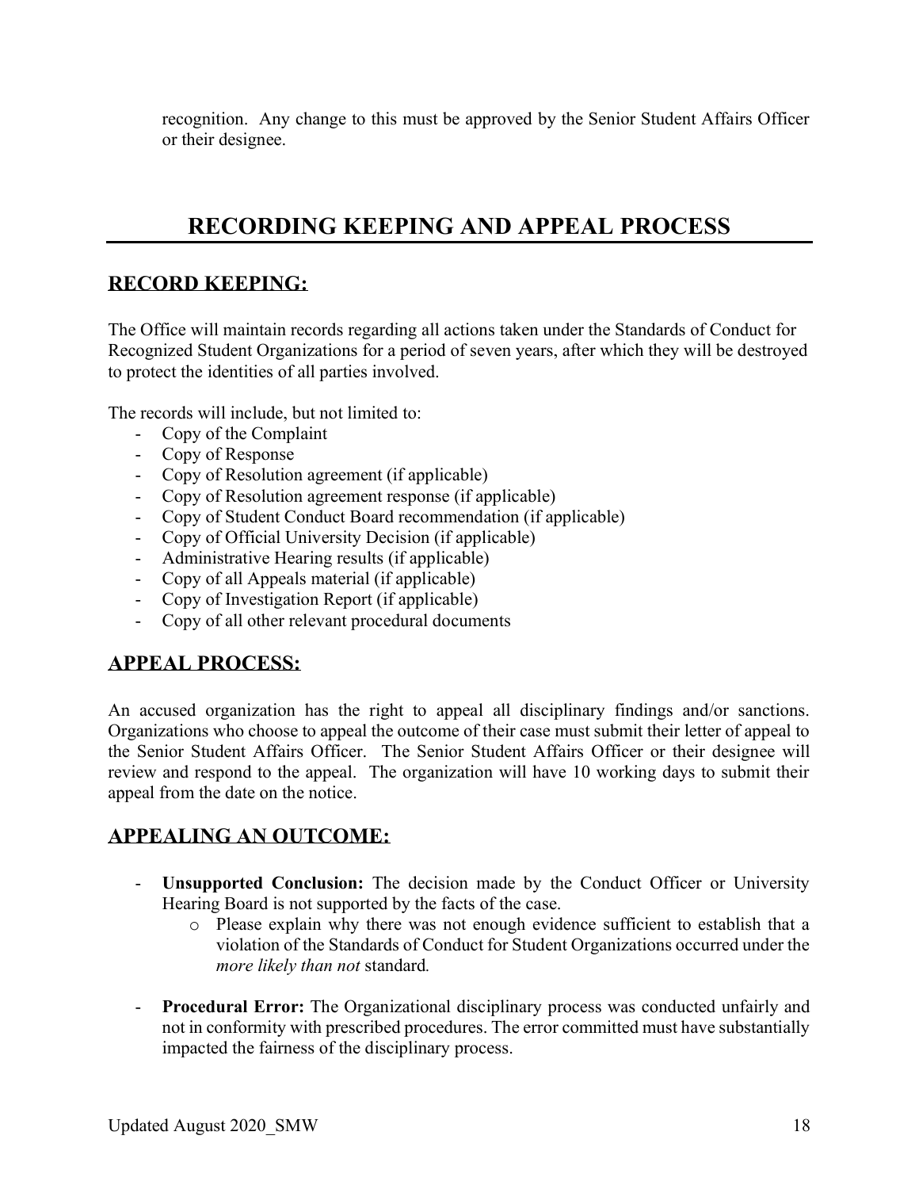recognition. Any change to this must be approved by the Senior Student Affairs Officer or their designee.

# RECORDING KEEPING AND APPEAL PROCESS

## RECORD KEEPING:

The Office will maintain records regarding all actions taken under the Standards of Conduct for Recognized Student Organizations for a period of seven years, after which they will be destroyed to protect the identities of all parties involved.

The records will include, but not limited to:

- Copy of the Complaint
- Copy of Response
- Copy of Resolution agreement (if applicable)
- Copy of Resolution agreement response (if applicable)
- Copy of Student Conduct Board recommendation (if applicable)
- Copy of Official University Decision (if applicable)
- Administrative Hearing results (if applicable)
- Copy of all Appeals material (if applicable)
- Copy of Investigation Report (if applicable)
- Copy of all other relevant procedural documents

## APPEAL PROCESS:

An accused organization has the right to appeal all disciplinary findings and/or sanctions. Organizations who choose to appeal the outcome of their case must submit their letter of appeal to the Senior Student Affairs Officer. The Senior Student Affairs Officer or their designee will review and respond to the appeal. The organization will have 10 working days to submit their appeal from the date on the notice.

## APPEALING AN OUTCOME:

- **Unsupported Conclusion:** The decision made by the Conduct Officer or University Hearing Board is not supported by the facts of the case.
  - Please explain why there was not enough evidence sufficient to establish that a violation of the Standards of Conduct for Student Organizations occurred under the *more likely than not* standard.

- **Procedural Error:** The Organizational disciplinary process was conducted unfairly and not in conformity with prescribed procedures. The error committed must have substantially impacted the fairness of the disciplinary process.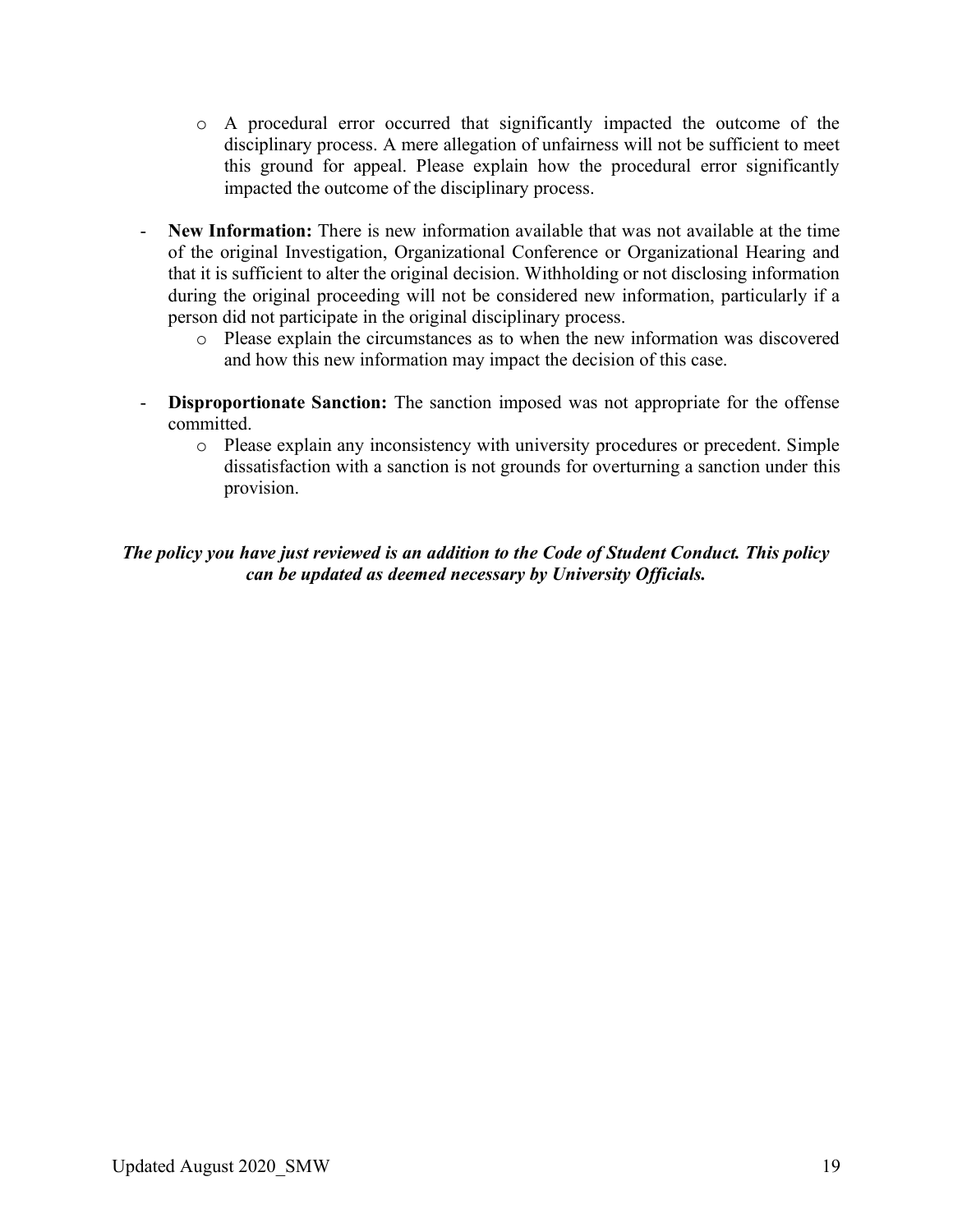- A procedural error occurred that significantly impacted the outcome of the disciplinary process. A mere allegation of unfairness will not be sufficient to meet this ground for appeal. Please explain how the procedural error significantly impacted the outcome of the disciplinary process.

- **New Information:** There is new information available that was not available at the time of the original Investigation, Organizational Conference or Organizational Hearing and that it is sufficient to alter the original decision. Withholding or not disclosing information during the original proceeding will not be considered new information, particularly if a person did not participate in the original disciplinary process.
  - Please explain the circumstances as to when the new information was discovered and how this new information may impact the decision of this case.

- **Disproportionate Sanction:** The sanction imposed was not appropriate for the offense committed.
  - Please explain any inconsistency with university procedures or precedent. Simple dissatisfaction with a sanction is not grounds for overturning a sanction under this provision.

***The policy you have just reviewed is an addition to the Code of Student Conduct. This policy can be updated as deemed necessary by University Officials.***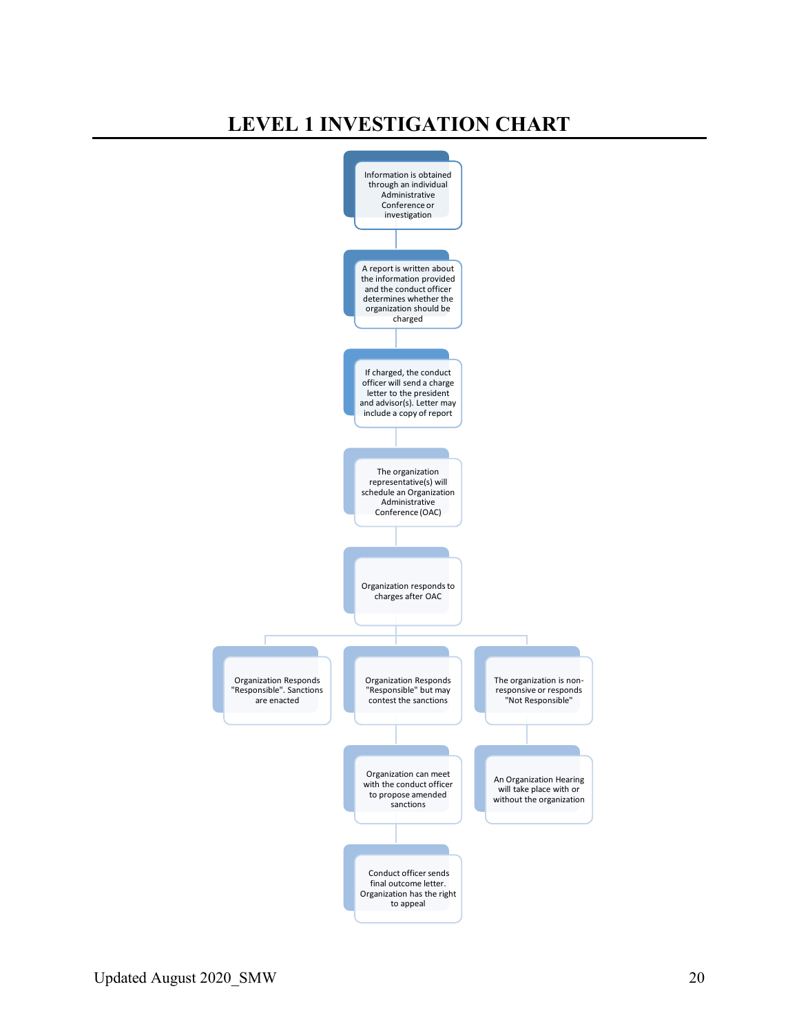# LEVEL 1 INVESTIGATION CHART

1. Information is obtained through an individual Administrative Conference or investigation
2. A report is written about the information provided and the conduct officer determines whether the organization should be charged
3. If charged, the conduct officer will send a charge letter to the president and advisor(s). Letter may include a copy of report
4. The organization representative(s) will schedule an Organization Administrative Conference (OAC)
5. Organization responds to charges after OAC
   - Organization Responds "Responsible". Sanctions are enacted
   - Organization Responds "Responsible" but may contest the sanctions
     - Organization can meet with the conduct officer to propose amended sanctions
     - Conduct officer sends final outcome letter. Organization has the right to appeal
   - The organization is non-responsive or responds "Not Responsible"
     - An Organization Hearing will take place with or without the organization

Updated August 2020_SMW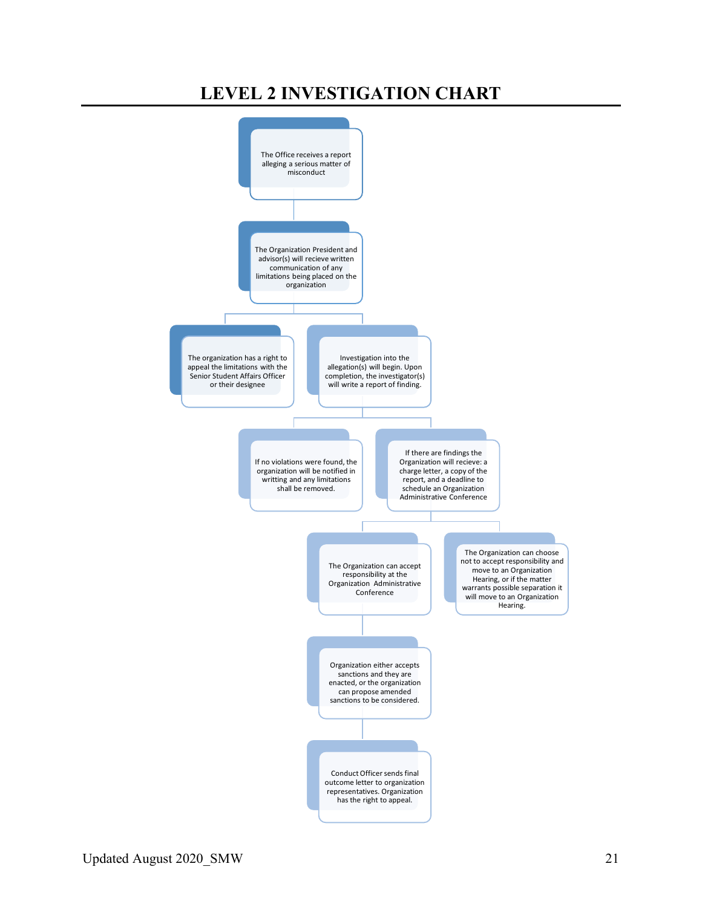# LEVEL 2 INVESTIGATION CHART

The Office receives a report alleging a serious matter of misconduct

The Organization President and advisor(s) will recieve written communication of any limitations being placed on the organization

The organization has a right to appeal the limitations with the Senior Student Affairs Officer or their designee

Investigation into the allegation(s) will begin. Upon completion, the investigator(s) will write a report of finding.

If no violations were found, the organization will be notified in writting and any limitations shall be removed.

If there are findings the Organization will recieve: a charge letter, a copy of the report, and a deadline to schedule an Organization Administrative Conference

The Organization can accept responsibility at the Organization Administrative Conference

The Organization can choose not to accept responsibility and move to an Organization Hearing, or if the matter warrants possible separation it will move to an Organization Hearing.

Organization either accepts sanctions and they are enacted, or the organization can propose amended sanctions to be considered.

Conduct Officer sends final outcome letter to organization representatives. Organization has the right to appeal.

Updated August 2020_SMW